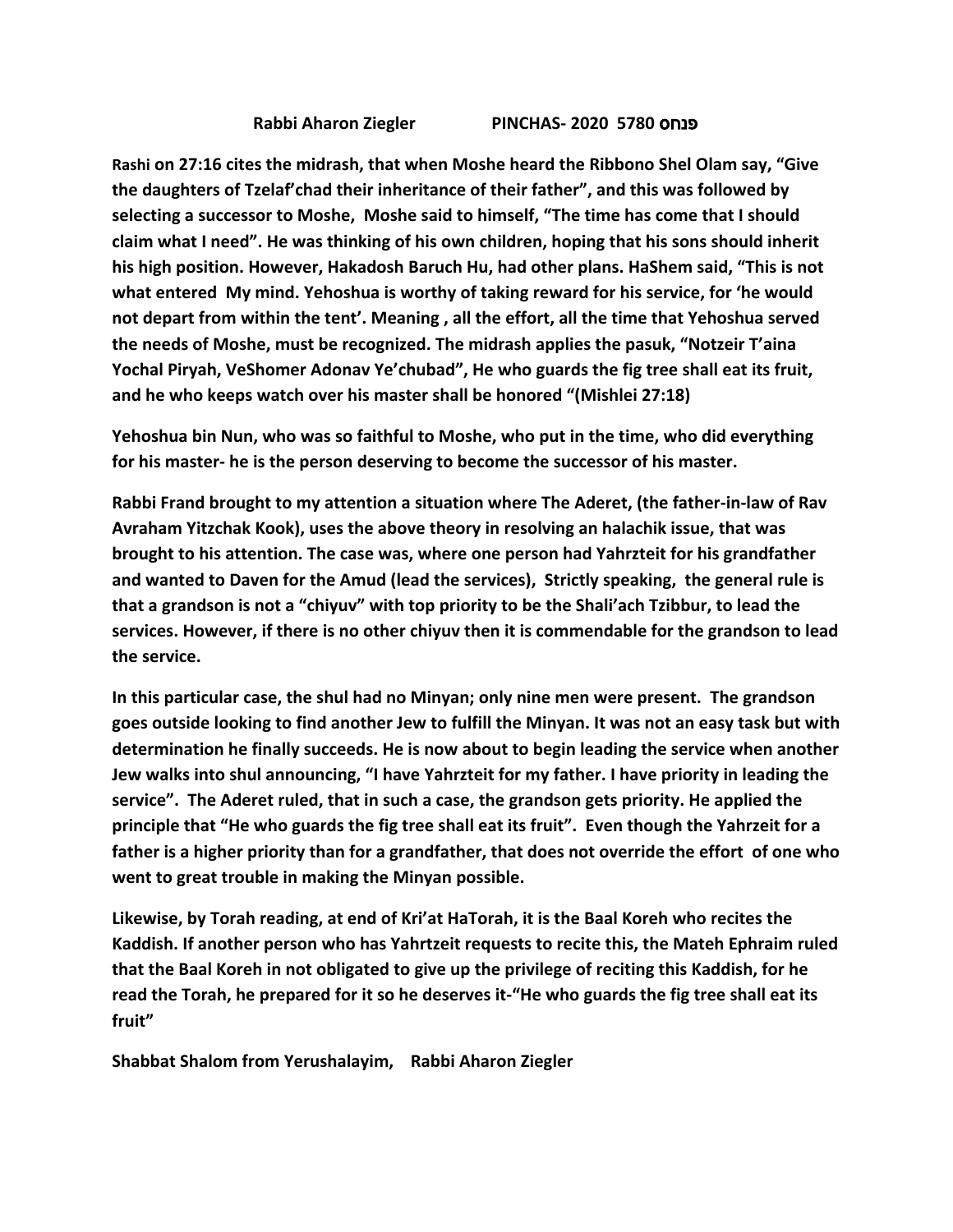**Rabbi Aharon Ziegler PINCHAS- 2020 5780 פנחס**

**Rashi on 27:16 cites the midrash, that when Moshe heard the Ribbono Shel Olam say, "Give the daughters of Tzelaf'chad their inheritance of their father", and this was followed by selecting a successor to Moshe, Moshe said to himself, "The time has come that I should claim what I need". He was thinking of his own children, hoping that his sons should inherit his high position. However, Hakadosh Baruch Hu, had other plans. HaShem said, "This is not what entered My mind. Yehoshua is worthy of taking reward for his service, for 'he would not depart from within the tent'. Meaning , all the effort, all the time that Yehoshua served the needs of Moshe, must be recognized. The midrash applies the pasuk, "Notzeir T'aina Yochal Piryah, VeShomer Adonav Ye'chubad", He who guards the fig tree shall eat its fruit, and he who keeps watch over his master shall be honored "(Mishlei 27:18)**

**Yehoshua bin Nun, who was so faithful to Moshe, who put in the time, who did everything for his master- he is the person deserving to become the successor of his master.**

**Rabbi Frand brought to my attention a situation where The Aderet, (the father-in-law of Rav Avraham Yitzchak Kook), uses the above theory in resolving an halachik issue, that was brought to his attention. The case was, where one person had Yahrzteit for his grandfather and wanted to Daven for the Amud (lead the services), Strictly speaking, the general rule is that a grandson is not a "chiyuv" with top priority to be the Shali'ach Tzibbur, to lead the services. However, if there is no other chiyuv then it is commendable for the grandson to lead the service.**

**In this particular case, the shul had no Minyan; only nine men were present. The grandson goes outside looking to find another Jew to fulfill the Minyan. It was not an easy task but with determination he finally succeeds. He is now about to begin leading the service when another Jew walks into shul announcing, "I have Yahrzteit for my father. I have priority in leading the service". The Aderet ruled, that in such a case, the grandson gets priority. He applied the principle that "He who guards the fig tree shall eat its fruit". Even though the Yahrzeit for a father is a higher priority than for a grandfather, that does not override the effort of one who went to great trouble in making the Minyan possible.**

**Likewise, by Torah reading, at end of Kri'at HaTorah, it is the Baal Koreh who recites the Kaddish. If another person who has Yahrtzeit requests to recite this, the Mateh Ephraim ruled that the Baal Koreh in not obligated to give up the privilege of reciting this Kaddish, for he read the Torah, he prepared for it so he deserves it-"He who guards the fig tree shall eat its fruit"**

**Shabbat Shalom from Yerushalayim, Rabbi Aharon Ziegler**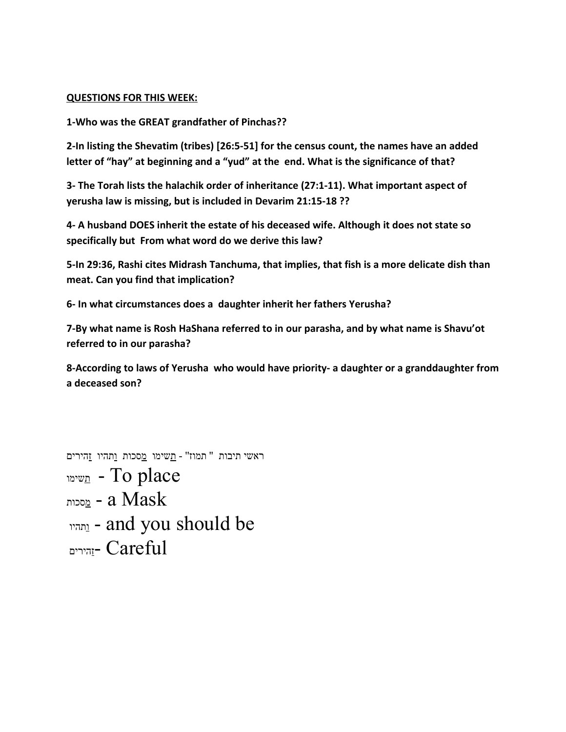**QUESTIONS FOR THIS WEEK:**

**1-Who was the GREAT grandfather of Pinchas??**

**2-In listing the Shevatim (tribes) [26:5-51] for the census count, the names have an added letter of "hay" at beginning and a "yud" at the end. What is the significance of that?**

**3- The Torah lists the halachik order of inheritance (27:1-11). What important aspect of yerusha law is missing, but is included in Devarim 21:15-18 ??**

**4- A husband DOES inherit the estate of his deceased wife. Although it does not state so specifically but From what word do we derive this law?**

**5-In 29:36, Rashi cites Midrash Tanchuma, that implies, that fish is a more delicate dish than meat. Can you find that implication?**

**6- In what circumstances does a daughter inherit her fathers Yerusha?**

**7-By what name is Rosh HaShana referred to in our parasha, and by what name is Shavu'ot referred to in our parasha?**

**8-According to laws of Yerusha who would have priority- a daughter or a granddaughter from a deceased son?**

ראשי תיבות " תמוז" - תשימו מסכות ותהיו זהירים

תשימו - To place

מסכות - a Mask

ותהיו - and you should be

זהירים- Careful